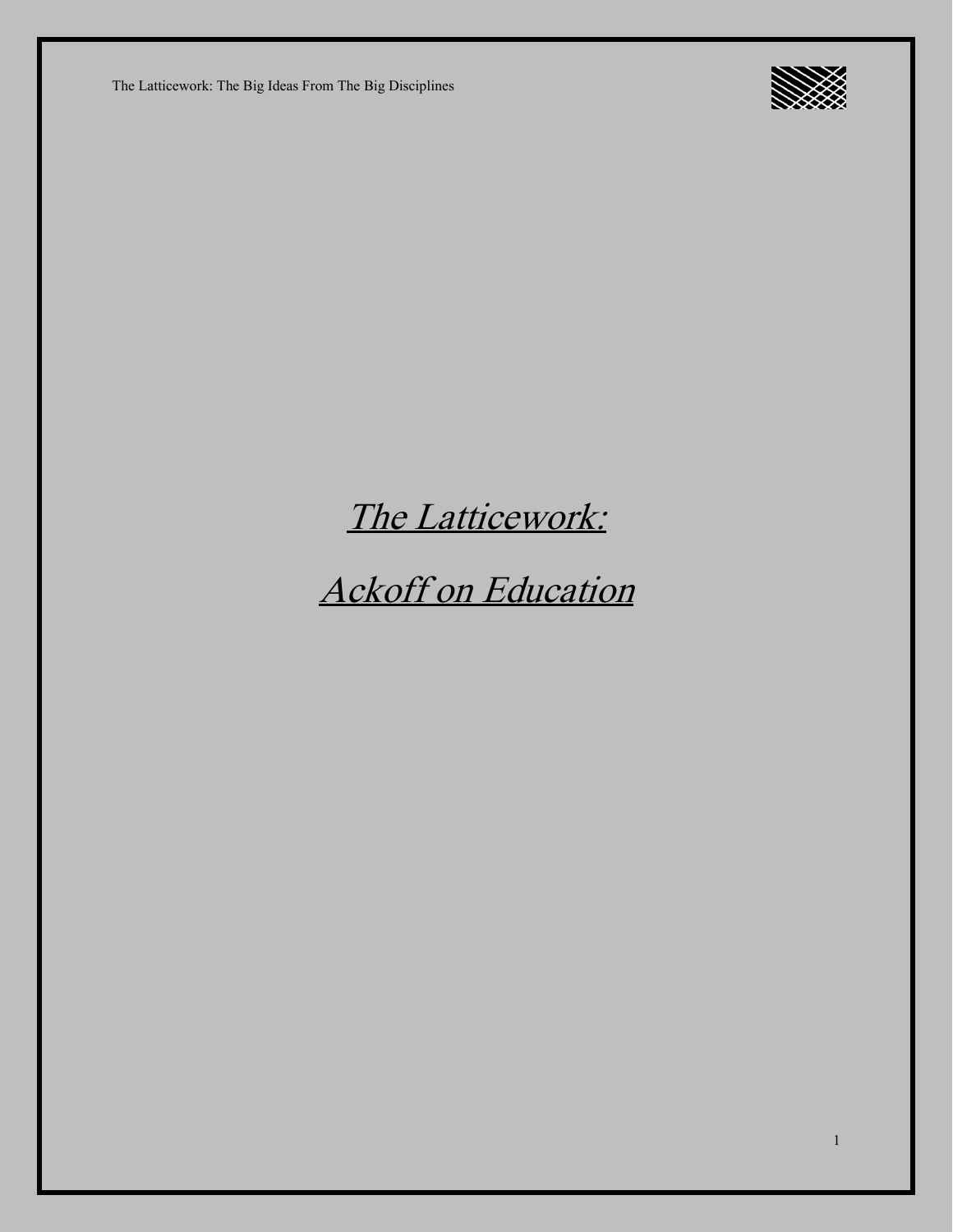# *The Latticework:*

# *Ackoff on Education*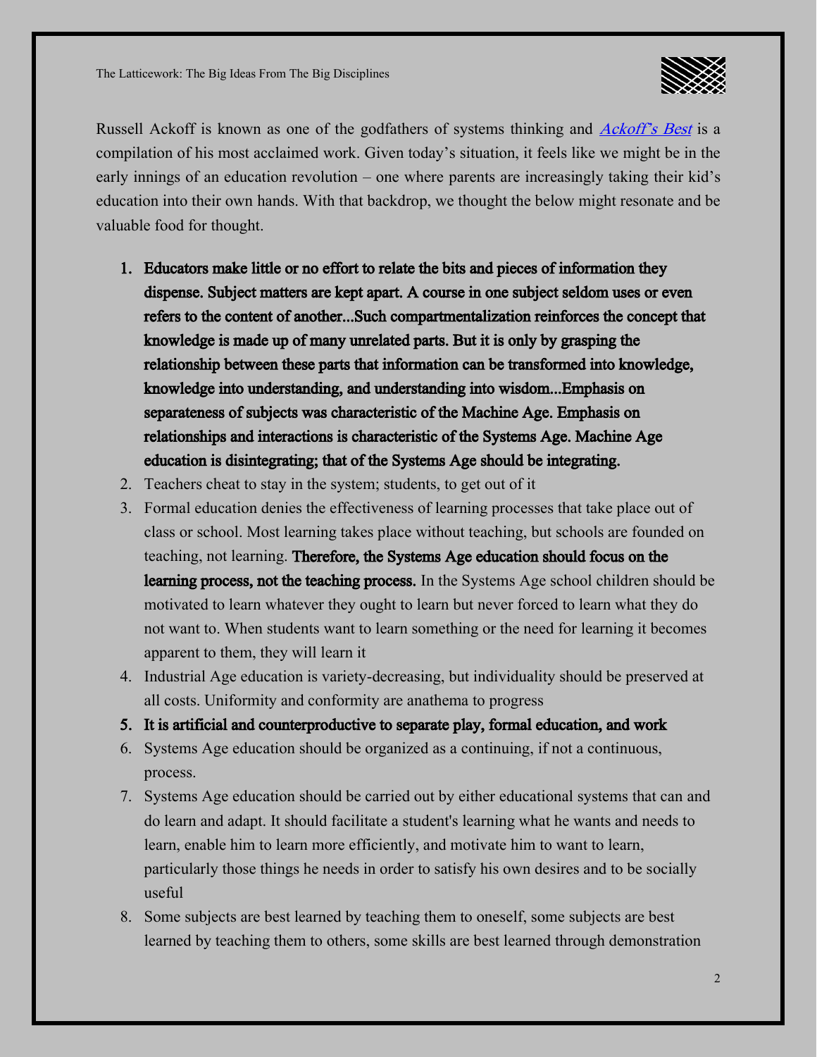Russell Ackoff is known as one of the godfathers of systems thinking and *Ackoff's Best* is a compilation of his most acclaimed work. Given today's situation, it feels like we might be in the early innings of an education revolution – one where parents are increasingly taking their kid's education into their own hands. With that backdrop, we thought the below might resonate and be valuable food for thought.

1. **Educators make little or no effort to relate the bits and pieces of information they dispense. Subject matters are kept apart. A course in one subject seldom uses or even refers to the content of another...Such compartmentalization reinforces the concept that knowledge is made up of many unrelated parts. But it is only by grasping the relationship between these parts that information can be transformed into knowledge, knowledge into understanding, and understanding into wisdom...Emphasis on separateness of subjects was characteristic of the Machine Age. Emphasis on relationships and interactions is characteristic of the Systems Age. Machine Age education is disintegrating; that of the Systems Age should be integrating.**
2. Teachers cheat to stay in the system; students, to get out of it
3. Formal education denies the effectiveness of learning processes that take place out of class or school. Most learning takes place without teaching, but schools are founded on teaching, not learning. **Therefore, the Systems Age education should focus on the learning process, not the teaching process.** In the Systems Age school children should be motivated to learn whatever they ought to learn but never forced to learn what they do not want to. When students want to learn something or the need for learning it becomes apparent to them, they will learn it
4. Industrial Age education is variety-decreasing, but individuality should be preserved at all costs. Uniformity and conformity are anathema to progress
5. **It is artificial and counterproductive to separate play, formal education, and work**
6. Systems Age education should be organized as a continuing, if not a continuous, process.
7. Systems Age education should be carried out by either educational systems that can and do learn and adapt. It should facilitate a student's learning what he wants and needs to learn, enable him to learn more efficiently, and motivate him to want to learn, particularly those things he needs in order to satisfy his own desires and to be socially useful
8. Some subjects are best learned by teaching them to oneself, some subjects are best learned by teaching them to others, some skills are best learned through demonstration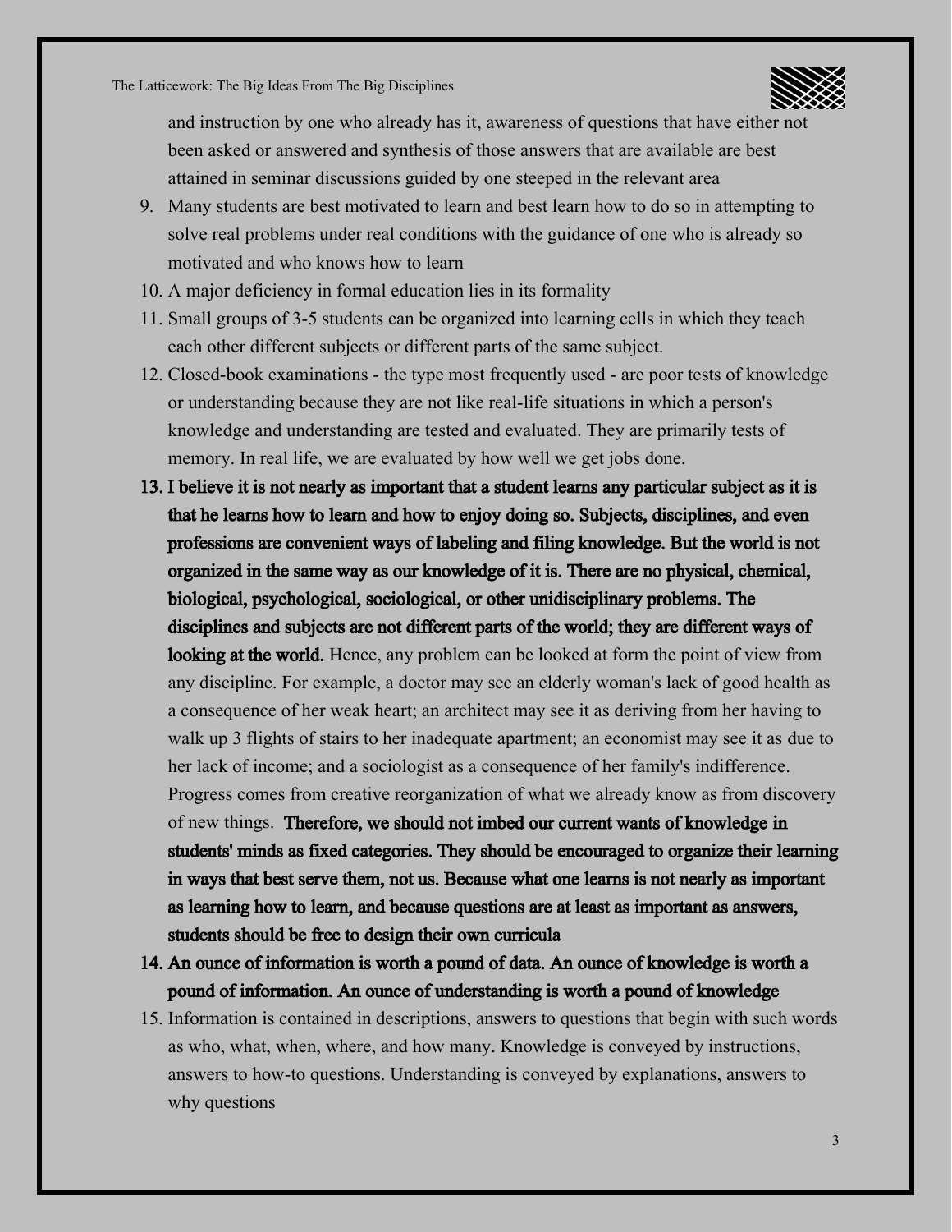and instruction by one who already has it, awareness of questions that have either not been asked or answered and synthesis of those answers that are available are best attained in seminar discussions guided by one steeped in the relevant area

9. Many students are best motivated to learn and best learn how to do so in attempting to solve real problems under real conditions with the guidance of one who is already so motivated and who knows how to learn
10. A major deficiency in formal education lies in its formality
11. Small groups of 3-5 students can be organized into learning cells in which they teach each other different subjects or different parts of the same subject.
12. Closed-book examinations - the type most frequently used - are poor tests of knowledge or understanding because they are not like real-life situations in which a person's knowledge and understanding are tested and evaluated. They are primarily tests of memory. In real life, we are evaluated by how well we get jobs done.
13. **I believe it is not nearly as important that a student learns any particular subject as it is that he learns how to learn and how to enjoy doing so. Subjects, disciplines, and even professions are convenient ways of labeling and filing knowledge. But the world is not organized in the same way as our knowledge of it is. There are no physical, chemical, biological, psychological, sociological, or other unidisciplinary problems. The disciplines and subjects are not different parts of the world; they are different ways of looking at the world.** Hence, any problem can be looked at form the point of view from any discipline. For example, a doctor may see an elderly woman's lack of good health as a consequence of her weak heart; an architect may see it as deriving from her having to walk up 3 flights of stairs to her inadequate apartment; an economist may see it as due to her lack of income; and a sociologist as a consequence of her family's indifference. Progress comes from creative reorganization of what we already know as from discovery of new things. **Therefore, we should not imbed our current wants of knowledge in students' minds as fixed categories. They should be encouraged to organize their learning in ways that best serve them, not us. Because what one learns is not nearly as important as learning how to learn, and because questions are at least as important as answers, students should be free to design their own curricula**
14. **An ounce of information is worth a pound of data. An ounce of knowledge is worth a pound of information. An ounce of understanding is worth a pound of knowledge**
15. Information is contained in descriptions, answers to questions that begin with such words as who, what, when, where, and how many. Knowledge is conveyed by instructions, answers to how-to questions. Understanding is conveyed by explanations, answers to why questions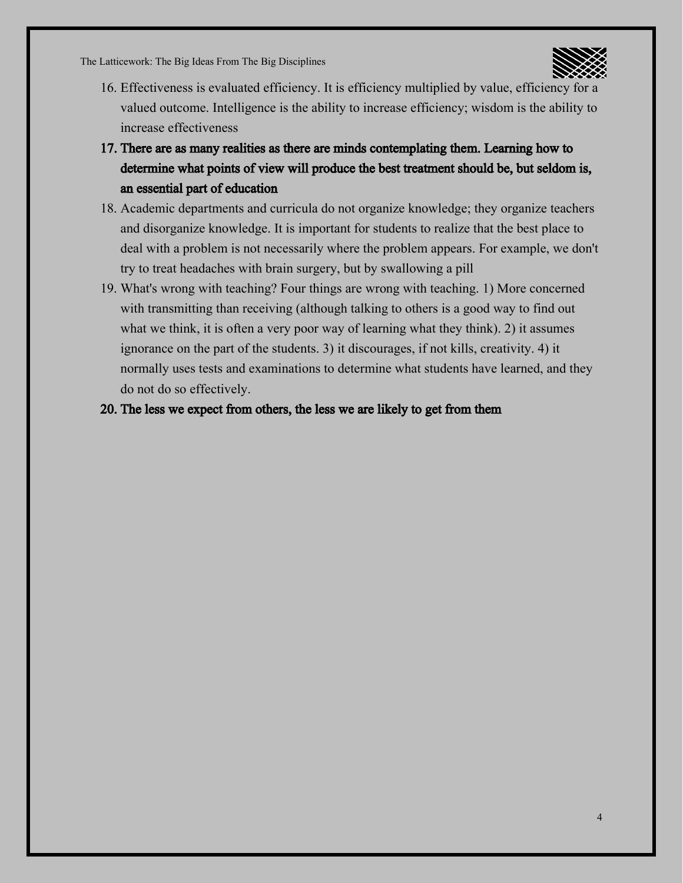16. Effectiveness is evaluated efficiency. It is efficiency multiplied by value, efficiency for a valued outcome. Intelligence is the ability to increase efficiency; wisdom is the ability to increase effectiveness
17. **There are as many realities as there are minds contemplating them. Learning how to determine what points of view will produce the best treatment should be, but seldom is, an essential part of education**
18. Academic departments and curricula do not organize knowledge; they organize teachers and disorganize knowledge. It is important for students to realize that the best place to deal with a problem is not necessarily where the problem appears. For example, we don't try to treat headaches with brain surgery, but by swallowing a pill
19. What's wrong with teaching? Four things are wrong with teaching. 1) More concerned with transmitting than receiving (although talking to others is a good way to find out what we think, it is often a very poor way of learning what they think). 2) it assumes ignorance on the part of the students. 3) it discourages, if not kills, creativity. 4) it normally uses tests and examinations to determine what students have learned, and they do not do so effectively.
20. **The less we expect from others, the less we are likely to get from them**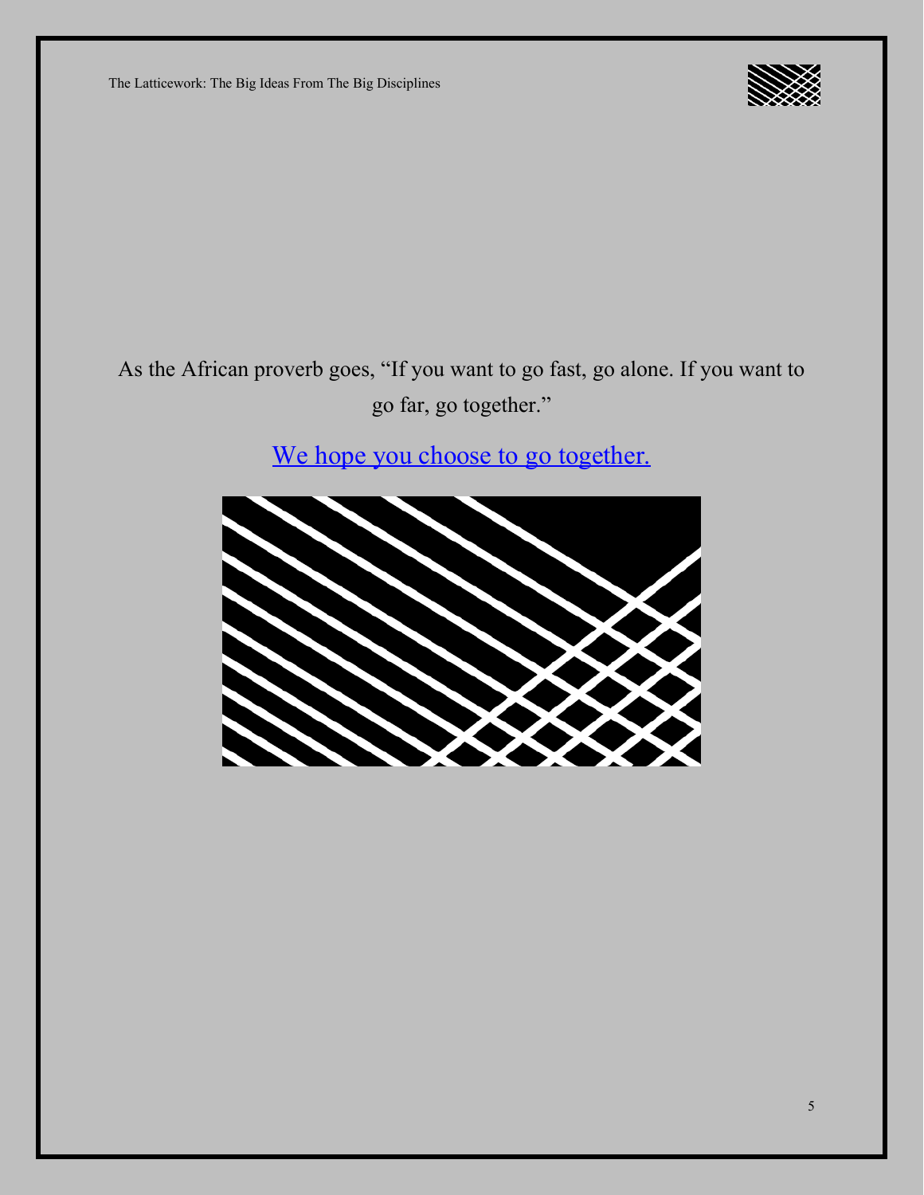As the African proverb goes, “If you want to go fast, go alone. If you want to go far, go together.”

We hope you choose to go together.